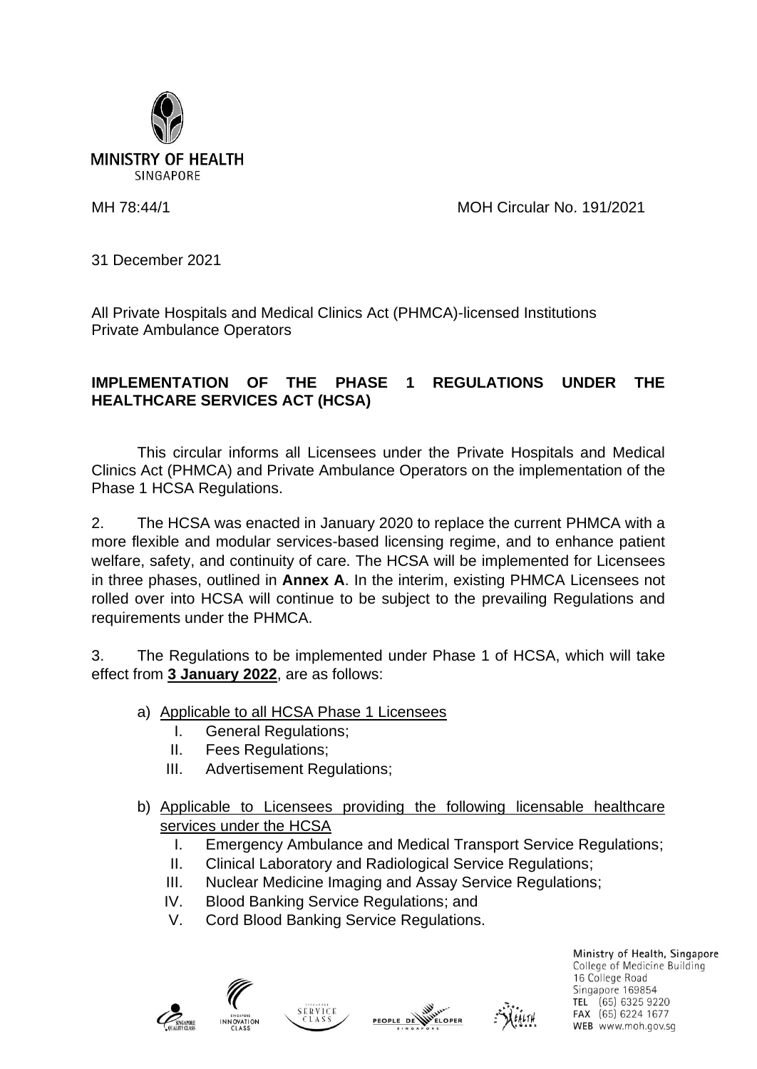MINISTRY OF HEALTH
SINGAPORE

MH 78:44/1 MOH Circular No. 191/2021

31 December 2021

All Private Hospitals and Medical Clinics Act (PHMCA)-licensed Institutions
Private Ambulance Operators

**IMPLEMENTATION OF THE PHASE 1 REGULATIONS UNDER THE HEALTHCARE SERVICES ACT (HCSA)**

This circular informs all Licensees under the Private Hospitals and Medical Clinics Act (PHMCA) and Private Ambulance Operators on the implementation of the Phase 1 HCSA Regulations.

2. The HCSA was enacted in January 2020 to replace the current PHMCA with a more flexible and modular services-based licensing regime, and to enhance patient welfare, safety, and continuity of care. The HCSA will be implemented for Licensees in three phases, outlined in **Annex A**. In the interim, existing PHMCA Licensees not rolled over into HCSA will continue to be subject to the prevailing Regulations and requirements under the PHMCA.

3. The Regulations to be implemented under Phase 1 of HCSA, which will take effect from <u>**3 January 2022**</u>, are as follows:

a) <u>Applicable to all HCSA Phase 1 Licensees</u>
   I. General Regulations;
   II. Fees Regulations;
   III. Advertisement Regulations;

b) <u>Applicable to Licensees providing the following licensable healthcare services under the HCSA</u>
   I. Emergency Ambulance and Medical Transport Service Regulations;
   II. Clinical Laboratory and Radiological Service Regulations;
   III. Nuclear Medicine Imaging and Assay Service Regulations;
   IV. Blood Banking Service Regulations; and
   V. Cord Blood Banking Service Regulations.

Ministry of Health, Singapore
College of Medicine Building
16 College Road
Singapore 169854
TEL (65) 6325 9220
FAX (65) 6224 1677
WEB www.moh.gov.sg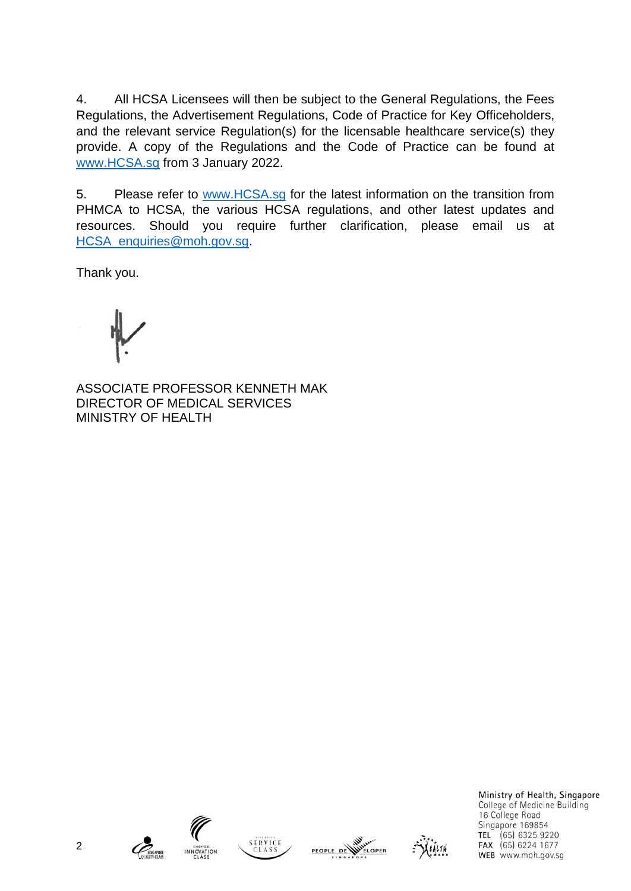4. All HCSA Licensees will then be subject to the General Regulations, the Fees Regulations, the Advertisement Regulations, Code of Practice for Key Officeholders, and the relevant service Regulation(s) for the licensable healthcare service(s) they provide. A copy of the Regulations and the Code of Practice can be found at www.HCSA.sg from 3 January 2022.

5. Please refer to www.HCSA.sg for the latest information on the transition from PHMCA to HCSA, the various HCSA regulations, and other latest updates and resources. Should you require further clarification, please email us at HCSA_enquiries@moh.gov.sg.

Thank you.

ASSOCIATE PROFESSOR KENNETH MAK
DIRECTOR OF MEDICAL SERVICES
MINISTRY OF HEALTH

Ministry of Health, Singapore
College of Medicine Building
16 College Road
Singapore 169854
TEL (65) 6325 9220
FAX (65) 6224 1677
WEB www.moh.gov.sg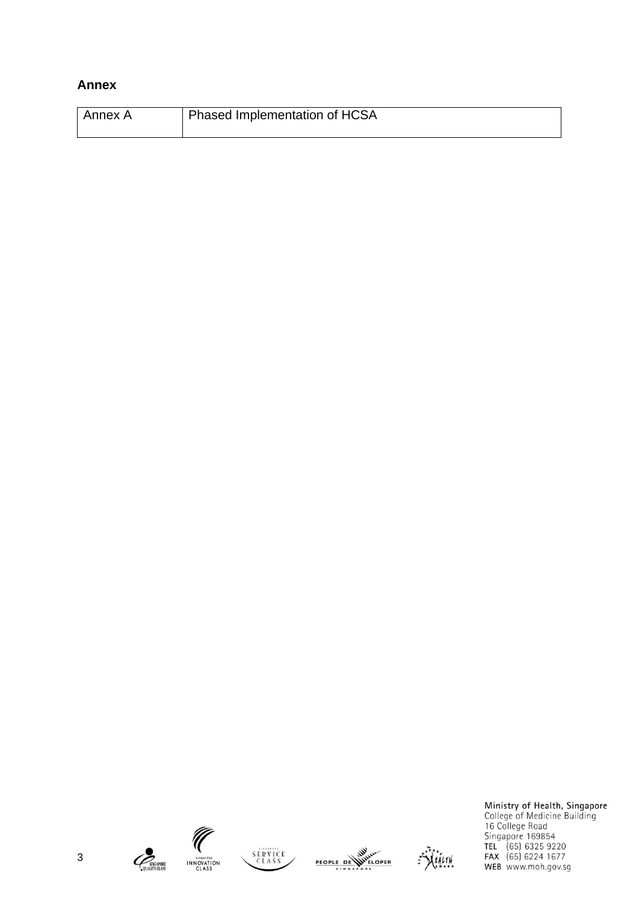**Annex**

| Annex A | Phased Implementation of HCSA |
|---|---|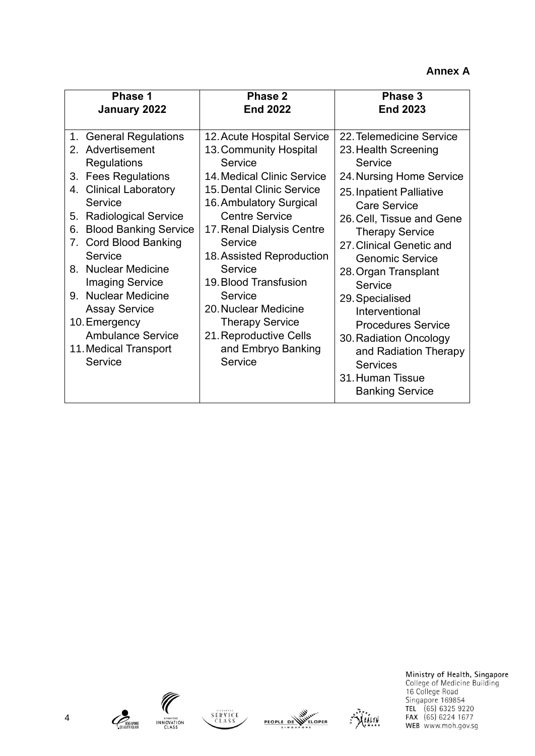**Annex A**

| Phase 1 January 2022 | Phase 2 End 2022 | Phase 3 End 2023 |
|---|---|---|
| 1. General Regulations<br>2. Advertisement Regulations<br>3. Fees Regulations<br>4. Clinical Laboratory Service<br>5. Radiological Service<br>6. Blood Banking Service<br>7. Cord Blood Banking Service<br>8. Nuclear Medicine Imaging Service<br>9. Nuclear Medicine Assay Service<br>10. Emergency Ambulance Service<br>11. Medical Transport Service | 12. Acute Hospital Service<br>13. Community Hospital Service<br>14. Medical Clinic Service<br>15. Dental Clinic Service<br>16. Ambulatory Surgical Centre Service<br>17. Renal Dialysis Centre Service<br>18. Assisted Reproduction Service<br>19. Blood Transfusion Service<br>20. Nuclear Medicine Therapy Service<br>21. Reproductive Cells and Embryo Banking Service | 22. Telemedicine Service<br>23. Health Screening Service<br>24. Nursing Home Service<br>25. Inpatient Palliative Care Service<br>26. Cell, Tissue and Gene Therapy Service<br>27. Clinical Genetic and Genomic Service<br>28. Organ Transplant Service<br>29. Specialised Interventional Procedures Service<br>30. Radiation Oncology and Radiation Therapy Services<br>31. Human Tissue Banking Service |

Ministry of Health, Singapore
College of Medicine Building
16 College Road
Singapore 169854
TEL (65) 6325 9220
FAX (65) 6224 1677
WEB www.moh.gov.sg